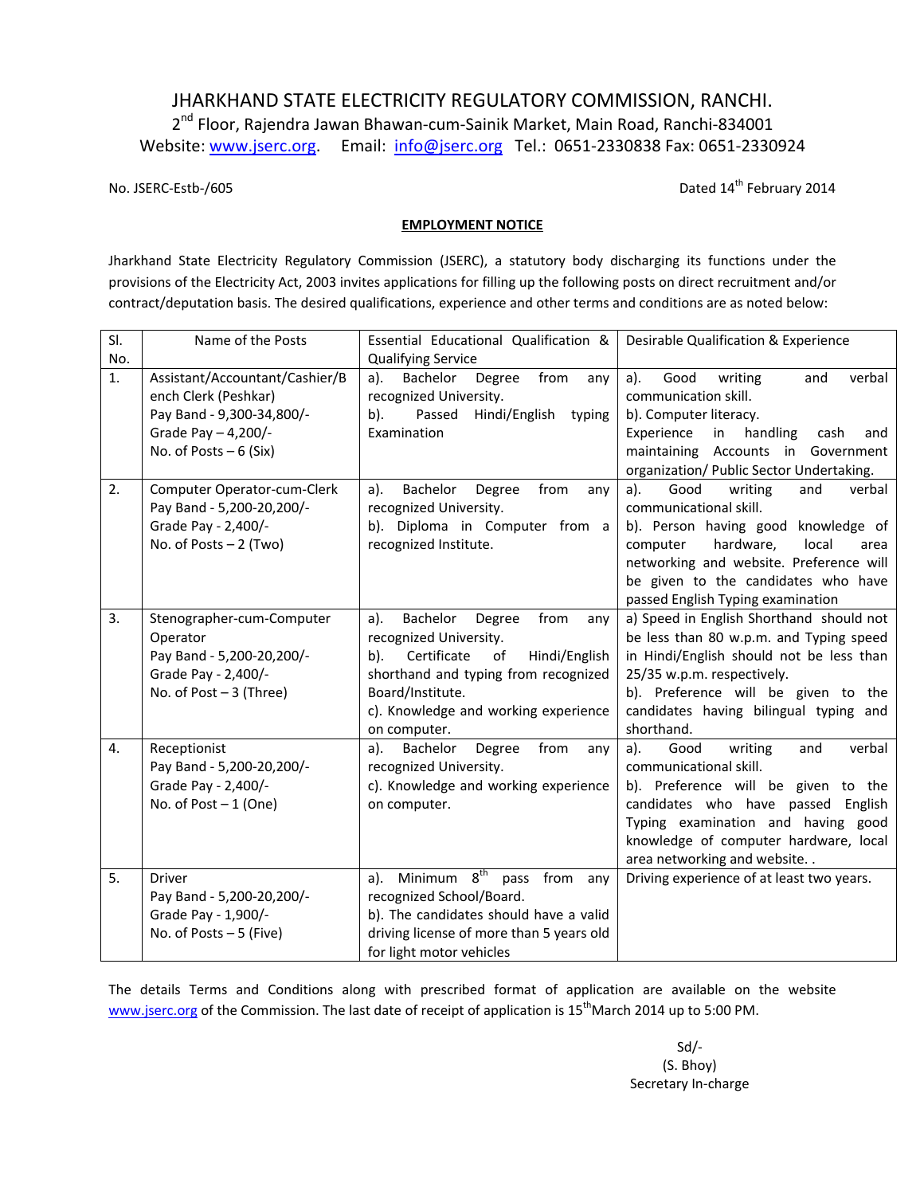# JHARKHAND STATE ELECTRICITY REGULATORY COMMISSION, RANCHI.

2nd Floor, Rajendra Jawan Bhawan-cum-Sainik Market, Main Road, Ranchi-834001

Website: www.jserc.org. Email: info@jserc.org Tel.: 0651-2330838 Fax: 0651-2330924

No. JSERC-Estb-/605 Dated 14th February 2014

**EMPLOYMENT NOTICE**

Jharkhand State Electricity Regulatory Commission (JSERC), a statutory body discharging its functions under the provisions of the Electricity Act, 2003 invites applications for filling up the following posts on direct recruitment and/or contract/deputation basis. The desired qualifications, experience and other terms and conditions are as noted below:

| Sl. No. | Name of the Posts | Essential Educational Qualification & Qualifying Service | Desirable Qualification & Experience |
|---|---|---|---|
| 1. | Assistant/Accountant/Cashier/Bench Clerk (Peshkar)<br>Pay Band - 9,300-34,800/-<br>Grade Pay – 4,200/-<br>No. of Posts – 6 (Six) | a). Bachelor Degree from any recognized University.<br>b). Passed Hindi/English typing Examination | a). Good writing and verbal communication skill.<br>b). Computer literacy.<br>Experience in handling cash and maintaining Accounts in Government organization/ Public Sector Undertaking. |
| 2. | Computer Operator-cum-Clerk<br>Pay Band - 5,200-20,200/-<br>Grade Pay - 2,400/-<br>No. of Posts – 2 (Two) | a). Bachelor Degree from any recognized University.<br>b). Diploma in Computer from a recognized Institute. | a). Good writing and verbal communicational skill.<br>b). Person having good knowledge of computer hardware, local area networking and website. Preference will be given to the candidates who have passed English Typing examination |
| 3. | Stenographer-cum-Computer Operator<br>Pay Band - 5,200-20,200/-<br>Grade Pay - 2,400/-<br>No. of Post – 3 (Three) | a). Bachelor Degree from any recognized University.<br>b). Certificate of Hindi/English shorthand and typing from recognized Board/Institute.<br>c). Knowledge and working experience on computer. | a) Speed in English Shorthand should not be less than 80 w.p.m. and Typing speed in Hindi/English should not be less than 25/35 w.p.m. respectively.<br>b). Preference will be given to the candidates having bilingual typing and shorthand. |
| 4. | Receptionist<br>Pay Band - 5,200-20,200/-<br>Grade Pay - 2,400/-<br>No. of Post – 1 (One) | a). Bachelor Degree from any recognized University.<br>c). Knowledge and working experience on computer. | a). Good writing and verbal communicational skill.<br>b). Preference will be given to the candidates who have passed English Typing examination and having good knowledge of computer hardware, local area networking and website. . |
| 5. | Driver<br>Pay Band - 5,200-20,200/-<br>Grade Pay - 1,900/-<br>No. of Posts – 5 (Five) | a). Minimum 8th pass from any recognized School/Board.<br>b). The candidates should have a valid driving license of more than 5 years old for light motor vehicles | Driving experience of at least two years. |

The details Terms and Conditions along with prescribed format of application are available on the website www.jserc.org of the Commission. The last date of receipt of application is 15th March 2014 up to 5:00 PM.

Sd/-
(S. Bhoy)
Secretary In-charge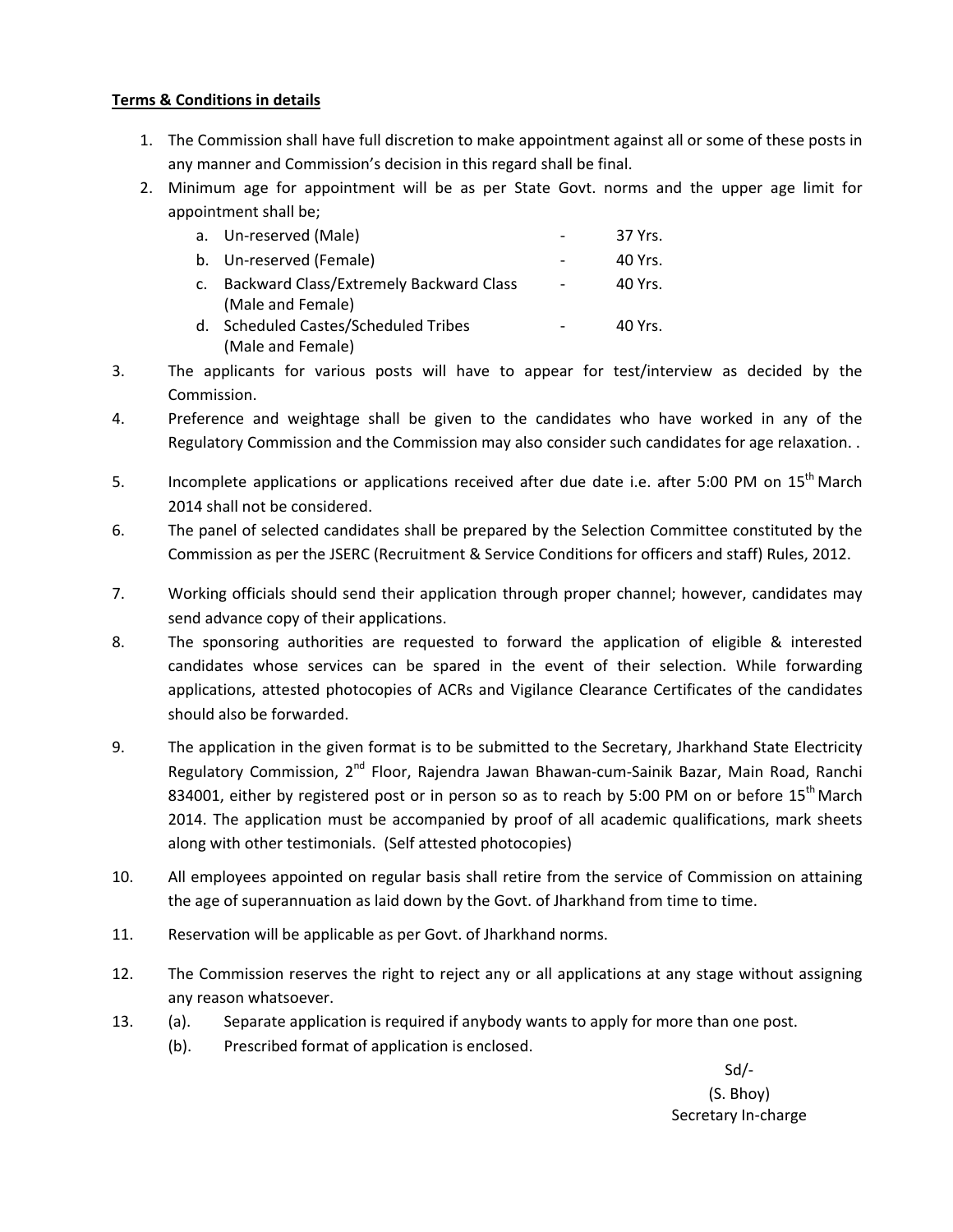**Terms & Conditions in details**

1. The Commission shall have full discretion to make appointment against all or some of these posts in any manner and Commission's decision in this regard shall be final.
2. Minimum age for appointment will be as per State Govt. norms and the upper age limit for appointment shall be;
   a. Un-reserved (Male) - 37 Yrs.
   b. Un-reserved (Female) - 40 Yrs.
   c. Backward Class/Extremely Backward Class (Male and Female) - 40 Yrs.
   d. Scheduled Castes/Scheduled Tribes (Male and Female) - 40 Yrs.
3. The applicants for various posts will have to appear for test/interview as decided by the Commission.
4. Preference and weightage shall be given to the candidates who have worked in any of the Regulatory Commission and the Commission may also consider such candidates for age relaxation. .
5. Incomplete applications or applications received after due date i.e. after 5:00 PM on 15th March 2014 shall not be considered.
6. The panel of selected candidates shall be prepared by the Selection Committee constituted by the Commission as per the JSERC (Recruitment & Service Conditions for officers and staff) Rules, 2012.
7. Working officials should send their application through proper channel; however, candidates may send advance copy of their applications.
8. The sponsoring authorities are requested to forward the application of eligible & interested candidates whose services can be spared in the event of their selection. While forwarding applications, attested photocopies of ACRs and Vigilance Clearance Certificates of the candidates should also be forwarded.
9. The application in the given format is to be submitted to the Secretary, Jharkhand State Electricity Regulatory Commission, 2nd Floor, Rajendra Jawan Bhawan-cum-Sainik Bazar, Main Road, Ranchi 834001, either by registered post or in person so as to reach by 5:00 PM on or before 15th March 2014. The application must be accompanied by proof of all academic qualifications, mark sheets along with other testimonials. (Self attested photocopies)
10. All employees appointed on regular basis shall retire from the service of Commission on attaining the age of superannuation as laid down by the Govt. of Jharkhand from time to time.
11. Reservation will be applicable as per Govt. of Jharkhand norms.
12. The Commission reserves the right to reject any or all applications at any stage without assigning any reason whatsoever.
13. (a). Separate application is required if anybody wants to apply for more than one post.
    (b). Prescribed format of application is enclosed.

Sd/-
(S. Bhoy)
Secretary In-charge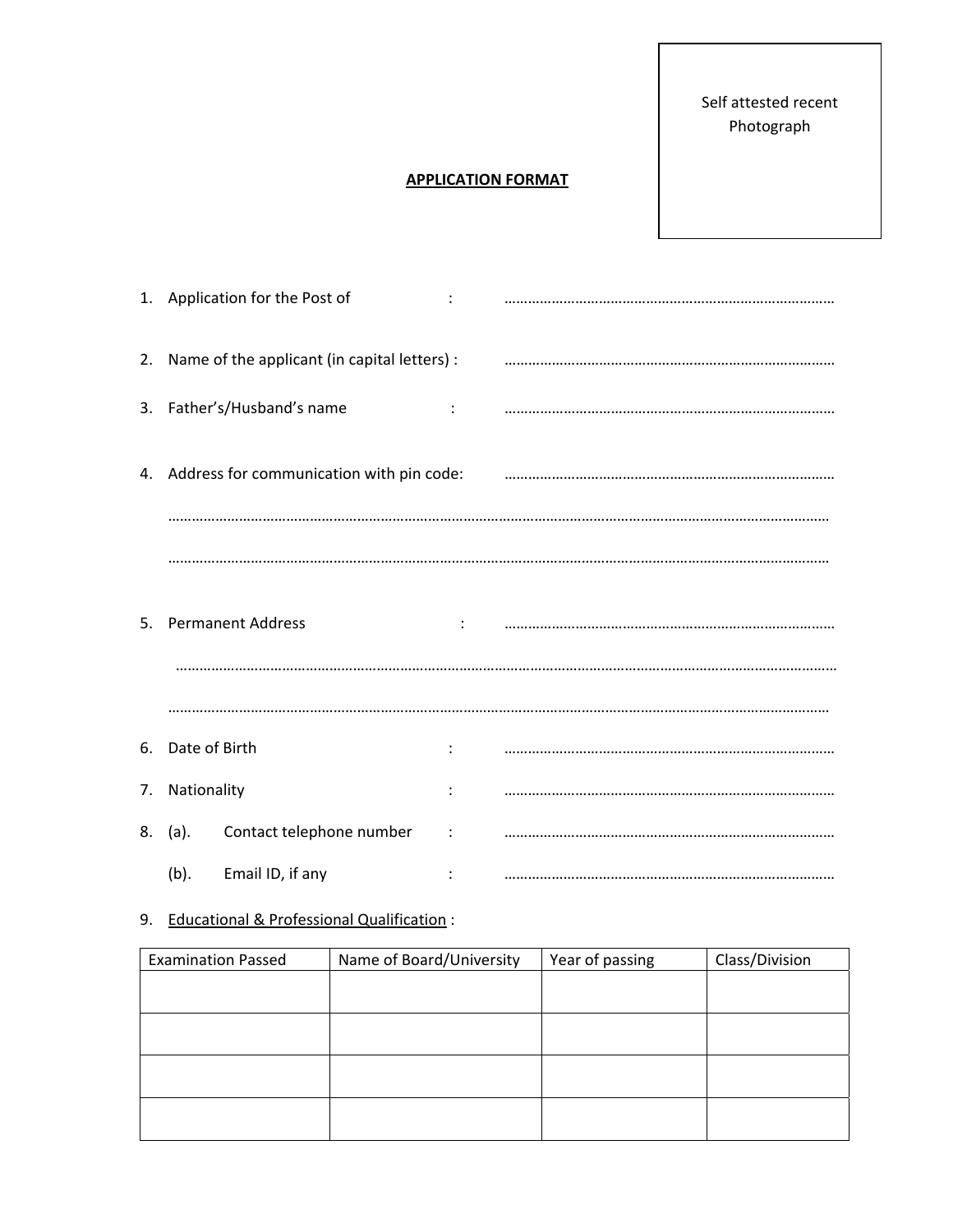Self attested recent Photograph

**APPLICATION FORMAT**

1. Application for the Post of : ……………………………………………………………………….
2. Name of the applicant (in capital letters) : ……………………………………………………………………….
3. Father's/Husband's name : ……………………………………………………………………….
4. Address for communication with pin code: ……………………………………………………………………….

   ……………………………………………………………………………………………………………………………………………………

   ……………………………………………………………………………………………………………………………………………………

5. Permanent Address : ……………………………………………………………………….

   ……………………………………………………………………………………………………………………………………………………

   ……………………………………………………………………………………………………………………………………………………

6. Date of Birth : ……………………………………………………………………….
7. Nationality : ……………………………………………………………………….
8. (a). Contact telephone number : ……………………………………………………………………….

   (b). Email ID, if any : ……………………………………………………………………….

9. <u>Educational & Professional Qualification</u> :

| Examination Passed | Name of Board/University | Year of passing | Class/Division |
|---|---|---|---|
| | | | |
| | | | |
| | | | |
| | | | |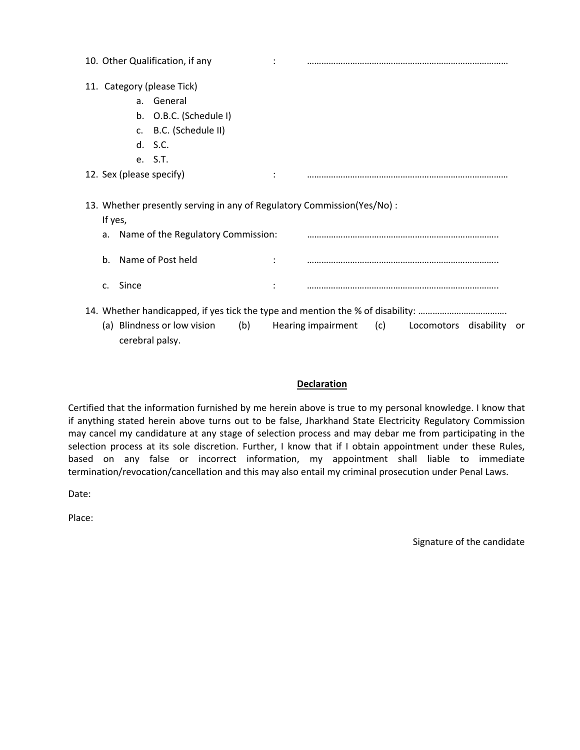10. Other Qualification, if any : ………………………………………………………………………

11. Category (please Tick)
    a. General
    b. O.B.C. (Schedule I)
    c. B.C. (Schedule II)
    d. S.C.
    e. S.T.

12. Sex (please specify) : ………………………………………………………………………

13. Whether presently serving in any of Regulatory Commission(Yes/No) :
    If yes,
    a. Name of the Regulatory Commission: ……………………………………………………………………..
    b. Name of Post held : ……………………………………………………………………..
    c. Since : ……………………………………………………………………..

14. Whether handicapped, if yes tick the type and mention the % of disability: ……………………………….
    (a) Blindness or low vision (b) Hearing impairment (c) Locomotors disability or cerebral palsy.

**Declaration**

Certified that the information furnished by me herein above is true to my personal knowledge. I know that if anything stated herein above turns out to be false, Jharkhand State Electricity Regulatory Commission may cancel my candidature at any stage of selection process and may debar me from participating in the selection process at its sole discretion. Further, I know that if I obtain appointment under these Rules, based on any false or incorrect information, my appointment shall liable to immediate termination/revocation/cancellation and this may also entail my criminal prosecution under Penal Laws.

Date:

Place:

Signature of the candidate